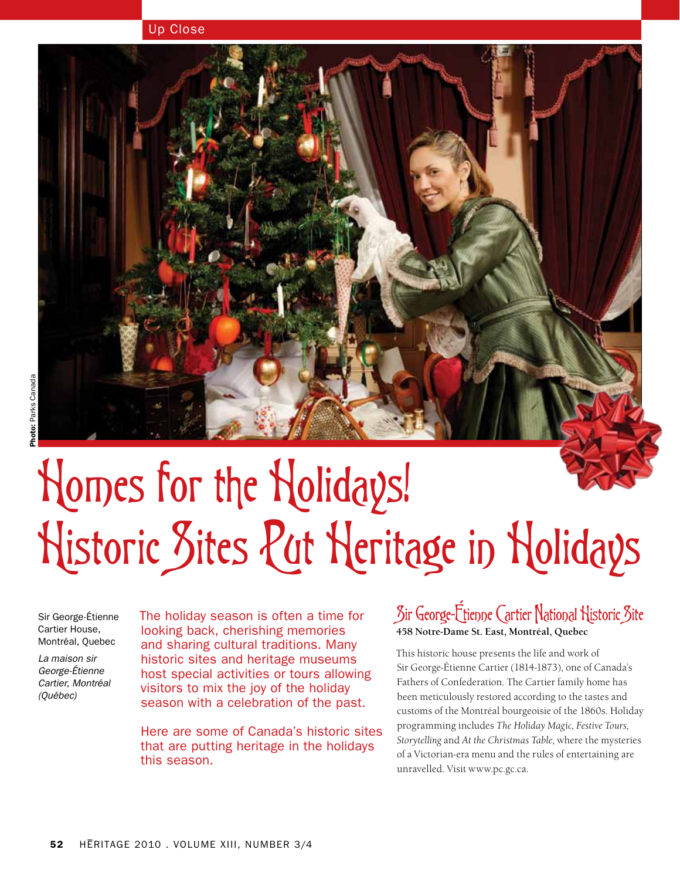Up Close

Photo: Parks Canada

# Homes for the Holidays! Historic Sites Put Heritage in Holidays

Sir George-Étienne Cartier House, Montréal, Quebec

*La maison sir George-Étienne Cartier, Montréal (Québec)*

The holiday season is often a time for looking back, cherishing memories and sharing cultural traditions. Many historic sites and heritage museums host special activities or tours allowing visitors to mix the joy of the holiday season with a celebration of the past.

Here are some of Canada's historic sites that are putting heritage in the holidays this season.

## Sir George-Étienne Cartier National Historic Site

**458 Notre-Dame St. East, Montréal, Quebec**

This historic house presents the life and work of Sir George-Étienne Cartier (1814-1873), one of Canada's Fathers of Confederation. The Cartier family home has been meticulously restored according to the tastes and customs of the Montréal bourgeoisie of the 1860s. Holiday programming includes *The Holiday Magic*, *Festive Tours*, *Storytelling* and *At the Christmas Table*, where the mysteries of a Victorian-era menu and the rules of entertaining are unravelled. Visit www.pc.gc.ca.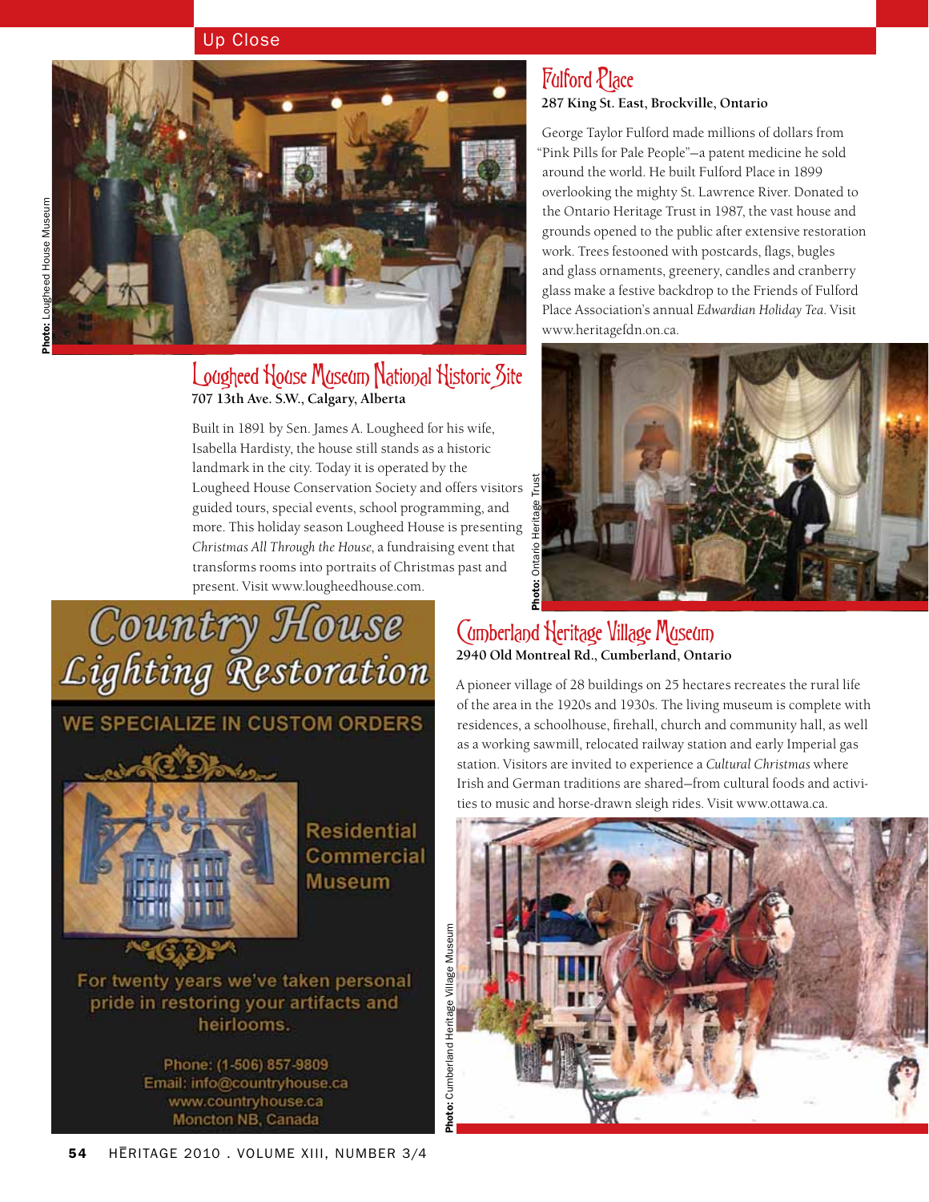## Lougheed House Museum National Historic Site

**707 13th Ave. S.W., Calgary, Alberta**

Built in 1891 by Sen. James A. Lougheed for his wife, Isabella Hardisty, the house still stands as a historic landmark in the city. Today it is operated by the Lougheed House Conservation Society and offers visitors guided tours, special events, school programming, and more. This holiday season Lougheed House is presenting *Christmas All Through the House*, a fundraising event that transforms rooms into portraits of Christmas past and present. Visit www.lougheedhouse.com.

**Photo:** Lougheed House Museum

## Fulford Place

**287 King St. East, Brockville, Ontario**

George Taylor Fulford made millions of dollars from "Pink Pills for Pale People"—a patent medicine he sold around the world. He built Fulford Place in 1899 overlooking the mighty St. Lawrence River. Donated to the Ontario Heritage Trust in 1987, the vast house and grounds opened to the public after extensive restoration work. Trees festooned with postcards, flags, bugles and glass ornaments, greenery, candles and cranberry glass make a festive backdrop to the Friends of Fulford Place Association's annual *Edwardian Holiday Tea*. Visit www.heritagefdn.on.ca.

**Photo:** Ontario Heritage Trust

## Cumberland Heritage Village Museum

**2940 Old Montreal Rd., Cumberland, Ontario**

A pioneer village of 28 buildings on 25 hectares recreates the rural life of the area in the 1920s and 1930s. The living museum is complete with residences, a schoolhouse, firehall, church and community hall, as well as a working sawmill, relocated railway station and early Imperial gas station. Visitors are invited to experience a *Cultural Christmas* where Irish and German traditions are shared—from cultural foods and activities to music and horse-drawn sleigh rides. Visit www.ottawa.ca.

**Photo:** Cumberland Heritage Village Museum

Country House Lighting Restoration

WE SPECIALIZE IN CUSTOM ORDERS

Residential
Commercial
Museum

For twenty years we've taken personal pride in restoring your artifacts and heirlooms.

Phone: (1-506) 857-9809
Email: info@countryhouse.ca
www.countryhouse.ca
Moncton NB, Canada